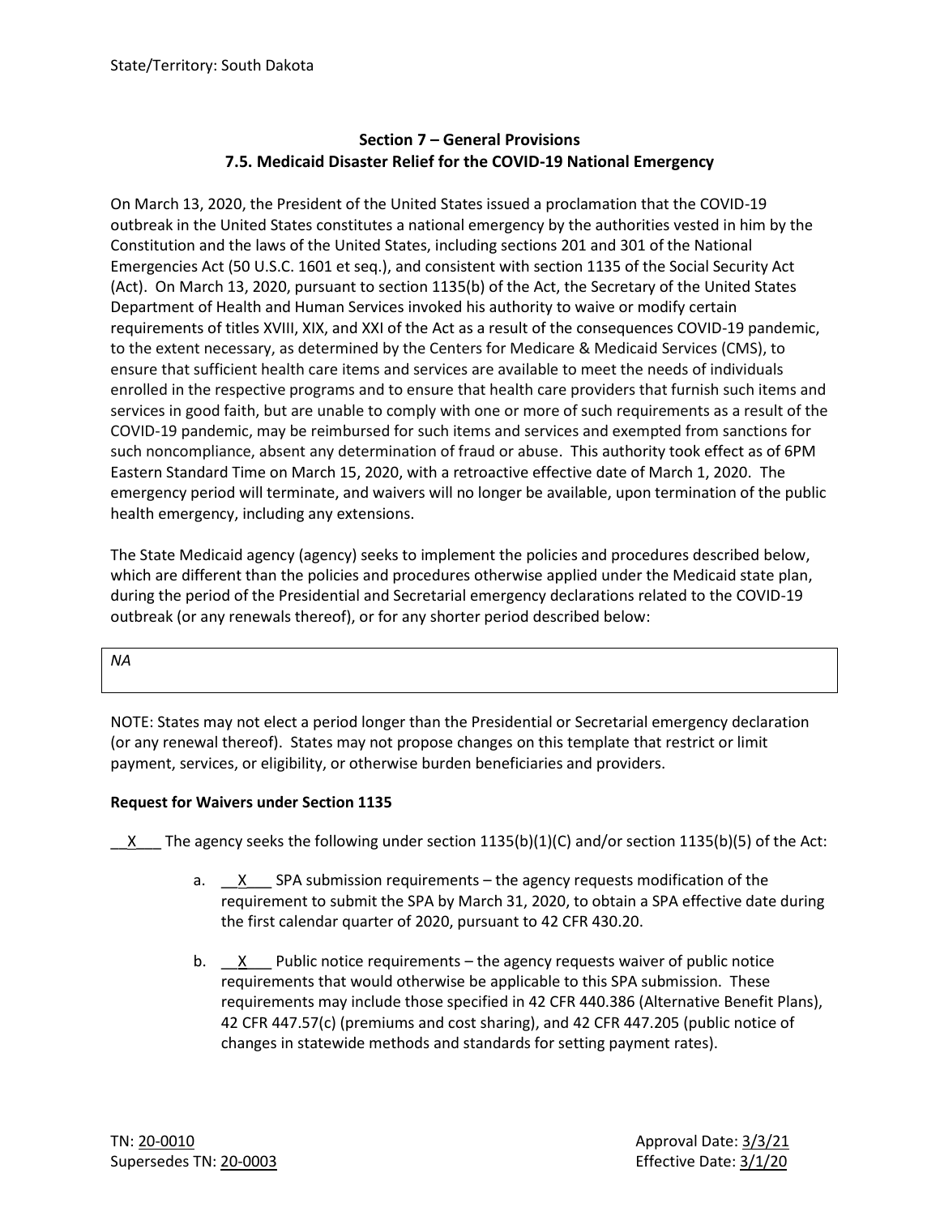State/Territory: South Dakota

## Section 7 – General Provisions
### 7.5. Medicaid Disaster Relief for the COVID-19 National Emergency

On March 13, 2020, the President of the United States issued a proclamation that the COVID-19 outbreak in the United States constitutes a national emergency by the authorities vested in him by the Constitution and the laws of the United States, including sections 201 and 301 of the National Emergencies Act (50 U.S.C. 1601 et seq.), and consistent with section 1135 of the Social Security Act (Act). On March 13, 2020, pursuant to section 1135(b) of the Act, the Secretary of the United States Department of Health and Human Services invoked his authority to waive or modify certain requirements of titles XVIII, XIX, and XXI of the Act as a result of the consequences COVID-19 pandemic, to the extent necessary, as determined by the Centers for Medicare & Medicaid Services (CMS), to ensure that sufficient health care items and services are available to meet the needs of individuals enrolled in the respective programs and to ensure that health care providers that furnish such items and services in good faith, but are unable to comply with one or more of such requirements as a result of the COVID-19 pandemic, may be reimbursed for such items and services and exempted from sanctions for such noncompliance, absent any determination of fraud or abuse. This authority took effect as of 6PM Eastern Standard Time on March 15, 2020, with a retroactive effective date of March 1, 2020. The emergency period will terminate, and waivers will no longer be available, upon termination of the public health emergency, including any extensions.

The State Medicaid agency (agency) seeks to implement the policies and procedures described below, which are different than the policies and procedures otherwise applied under the Medicaid state plan, during the period of the Presidential and Secretarial emergency declarations related to the COVID-19 outbreak (or any renewals thereof), or for any shorter period described below:

*NA*

NOTE: States may not elect a period longer than the Presidential or Secretarial emergency declaration (or any renewal thereof). States may not propose changes on this template that restrict or limit payment, services, or eligibility, or otherwise burden beneficiaries and providers.

**Request for Waivers under Section 1135**

\_\_X\_\_\_ The agency seeks the following under section 1135(b)(1)(C) and/or section 1135(b)(5) of the Act:

a. \_\_X\_\_\_ SPA submission requirements – the agency requests modification of the requirement to submit the SPA by March 31, 2020, to obtain a SPA effective date during the first calendar quarter of 2020, pursuant to 42 CFR 430.20.

b. \_\_X\_\_\_ Public notice requirements – the agency requests waiver of public notice requirements that would otherwise be applicable to this SPA submission. These requirements may include those specified in 42 CFR 440.386 (Alternative Benefit Plans), 42 CFR 447.57(c) (premiums and cost sharing), and 42 CFR 447.205 (public notice of changes in statewide methods and standards for setting payment rates).

TN: 20-0010
Supersedes TN: 20-0003

Approval Date: 3/3/21
Effective Date: 3/1/20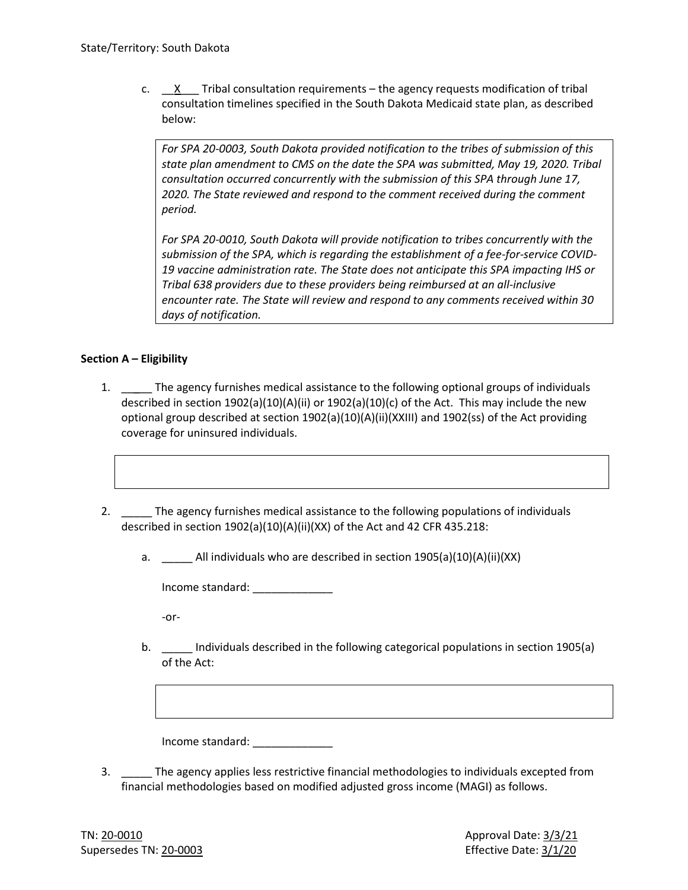State/Territory: South Dakota

c. \_\_X\_\_\_ Tribal consultation requirements – the agency requests modification of tribal consultation timelines specified in the South Dakota Medicaid state plan, as described below:

> *For SPA 20-0003, South Dakota provided notification to the tribes of submission of this state plan amendment to CMS on the date the SPA was submitted, May 19, 2020. Tribal consultation occurred concurrently with the submission of this SPA through June 17, 2020. The State reviewed and respond to the comment received during the comment period.*
>
> *For SPA 20-0010, South Dakota will provide notification to tribes concurrently with the submission of the SPA, which is regarding the establishment of a fee-for-service COVID-19 vaccine administration rate. The State does not anticipate this SPA impacting IHS or Tribal 638 providers due to these providers being reimbursed at an all-inclusive encounter rate. The State will review and respond to any comments received within 30 days of notification.*

**Section A – Eligibility**

1. \_\_\_\_\_ The agency furnishes medical assistance to the following optional groups of individuals described in section 1902(a)(10)(A)(ii) or 1902(a)(10)(c) of the Act. This may include the new optional group described at section 1902(a)(10)(A)(ii)(XXIII) and 1902(ss) of the Act providing coverage for uninsured individuals.

2. \_\_\_\_\_ The agency furnishes medical assistance to the following populations of individuals described in section 1902(a)(10)(A)(ii)(XX) of the Act and 42 CFR 435.218:

   a. \_\_\_\_\_ All individuals who are described in section 1905(a)(10)(A)(ii)(XX)

      Income standard: \_\_\_\_\_\_\_\_\_\_\_\_\_

      -or-

   b. \_\_\_\_\_ Individuals described in the following categorical populations in section 1905(a) of the Act:

      Income standard: \_\_\_\_\_\_\_\_\_\_\_\_\_

3. \_\_\_\_\_ The agency applies less restrictive financial methodologies to individuals excepted from financial methodologies based on modified adjusted gross income (MAGI) as follows.

TN: 20-0010 Approval Date: 3/3/21
Supersedes TN: 20-0003 Effective Date: 3/1/20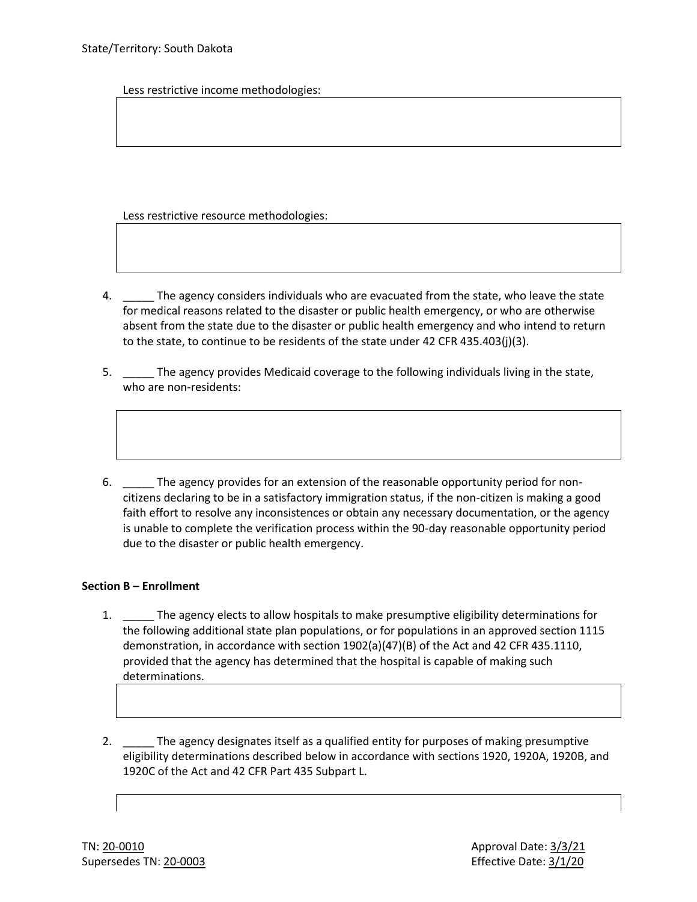Less restrictive income methodologies:

Less restrictive resource methodologies:

4. _____ The agency considers individuals who are evacuated from the state, who leave the state for medical reasons related to the disaster or public health emergency, or who are otherwise absent from the state due to the disaster or public health emergency and who intend to return to the state, to continue to be residents of the state under 42 CFR 435.403(j)(3).

5. _____ The agency provides Medicaid coverage to the following individuals living in the state, who are non-residents:

6. _____ The agency provides for an extension of the reasonable opportunity period for non-citizens declaring to be in a satisfactory immigration status, if the non-citizen is making a good faith effort to resolve any inconsistences or obtain any necessary documentation, or the agency is unable to complete the verification process within the 90-day reasonable opportunity period due to the disaster or public health emergency.

**Section B – Enrollment**

1. _____ The agency elects to allow hospitals to make presumptive eligibility determinations for the following additional state plan populations, or for populations in an approved section 1115 demonstration, in accordance with section 1902(a)(47)(B) of the Act and 42 CFR 435.1110, provided that the agency has determined that the hospital is capable of making such determinations.

2. _____ The agency designates itself as a qualified entity for purposes of making presumptive eligibility determinations described below in accordance with sections 1920, 1920A, 1920B, and 1920C of the Act and 42 CFR Part 435 Subpart L.

TN: 20-0010
Supersedes TN: 20-0003

Approval Date: 3/3/21
Effective Date: 3/1/20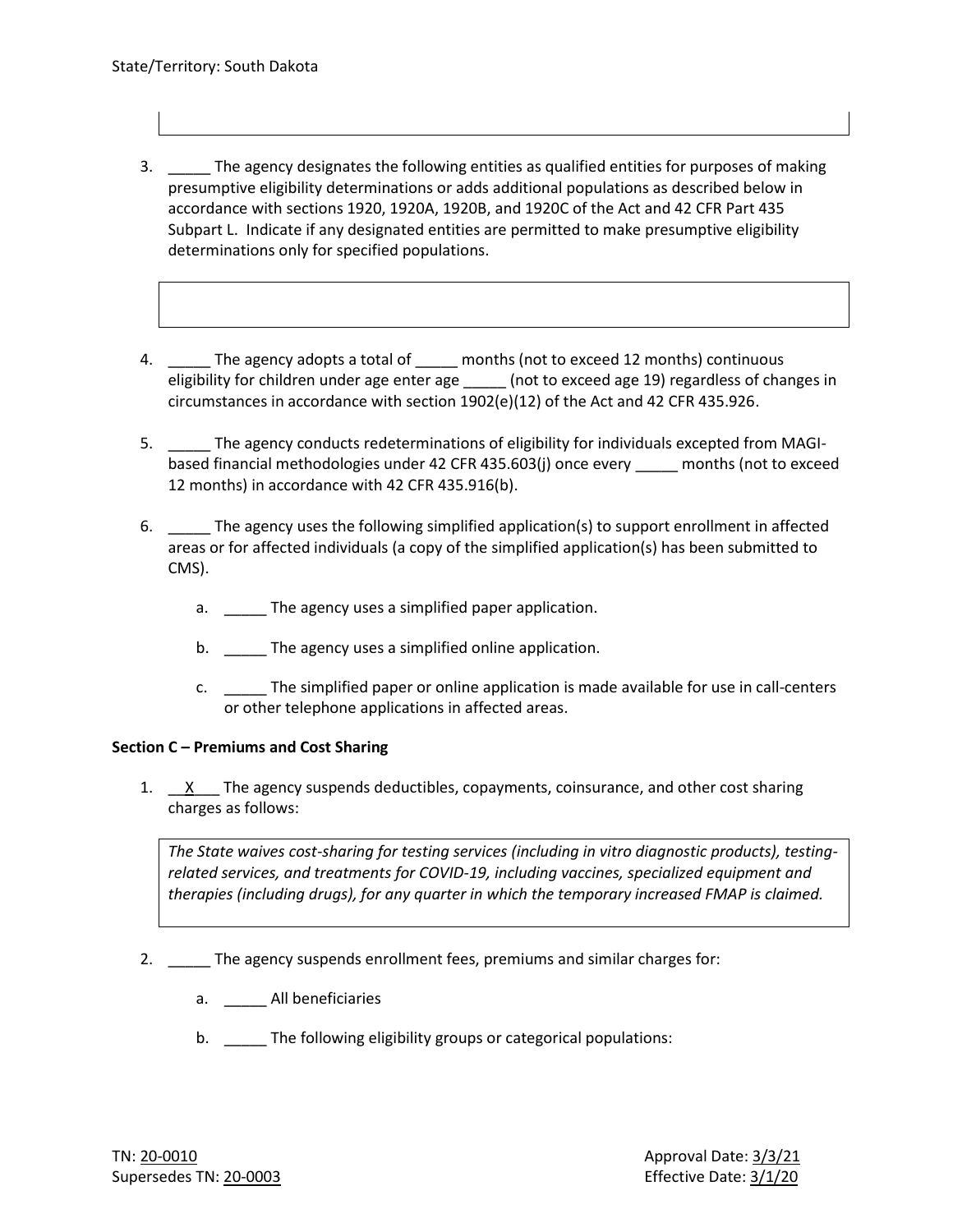3. _____ The agency designates the following entities as qualified entities for purposes of making presumptive eligibility determinations or adds additional populations as described below in accordance with sections 1920, 1920A, 1920B, and 1920C of the Act and 42 CFR Part 435 Subpart L. Indicate if any designated entities are permitted to make presumptive eligibility determinations only for specified populations.

4. _____ The agency adopts a total of _____ months (not to exceed 12 months) continuous eligibility for children under age enter age _____ (not to exceed age 19) regardless of changes in circumstances in accordance with section 1902(e)(12) of the Act and 42 CFR 435.926.

5. _____ The agency conducts redeterminations of eligibility for individuals excepted from MAGI-based financial methodologies under 42 CFR 435.603(j) once every _____ months (not to exceed 12 months) in accordance with 42 CFR 435.916(b).

6. _____ The agency uses the following simplified application(s) to support enrollment in affected areas or for affected individuals (a copy of the simplified application(s) has been submitted to CMS).

   a. _____ The agency uses a simplified paper application.

   b. _____ The agency uses a simplified online application.

   c. _____ The simplified paper or online application is made available for use in call-centers or other telephone applications in affected areas.

**Section C – Premiums and Cost Sharing**

1. __X__ The agency suspends deductibles, copayments, coinsurance, and other cost sharing charges as follows:

   *The State waives cost-sharing for testing services (including in vitro diagnostic products), testing-related services, and treatments for COVID-19, including vaccines, specialized equipment and therapies (including drugs), for any quarter in which the temporary increased FMAP is claimed.*

2. _____ The agency suspends enrollment fees, premiums and similar charges for:

   a. _____ All beneficiaries

   b. _____ The following eligibility groups or categorical populations:

TN: 20-0010
Supersedes TN: 20-0003

Approval Date: 3/3/21
Effective Date: 3/1/20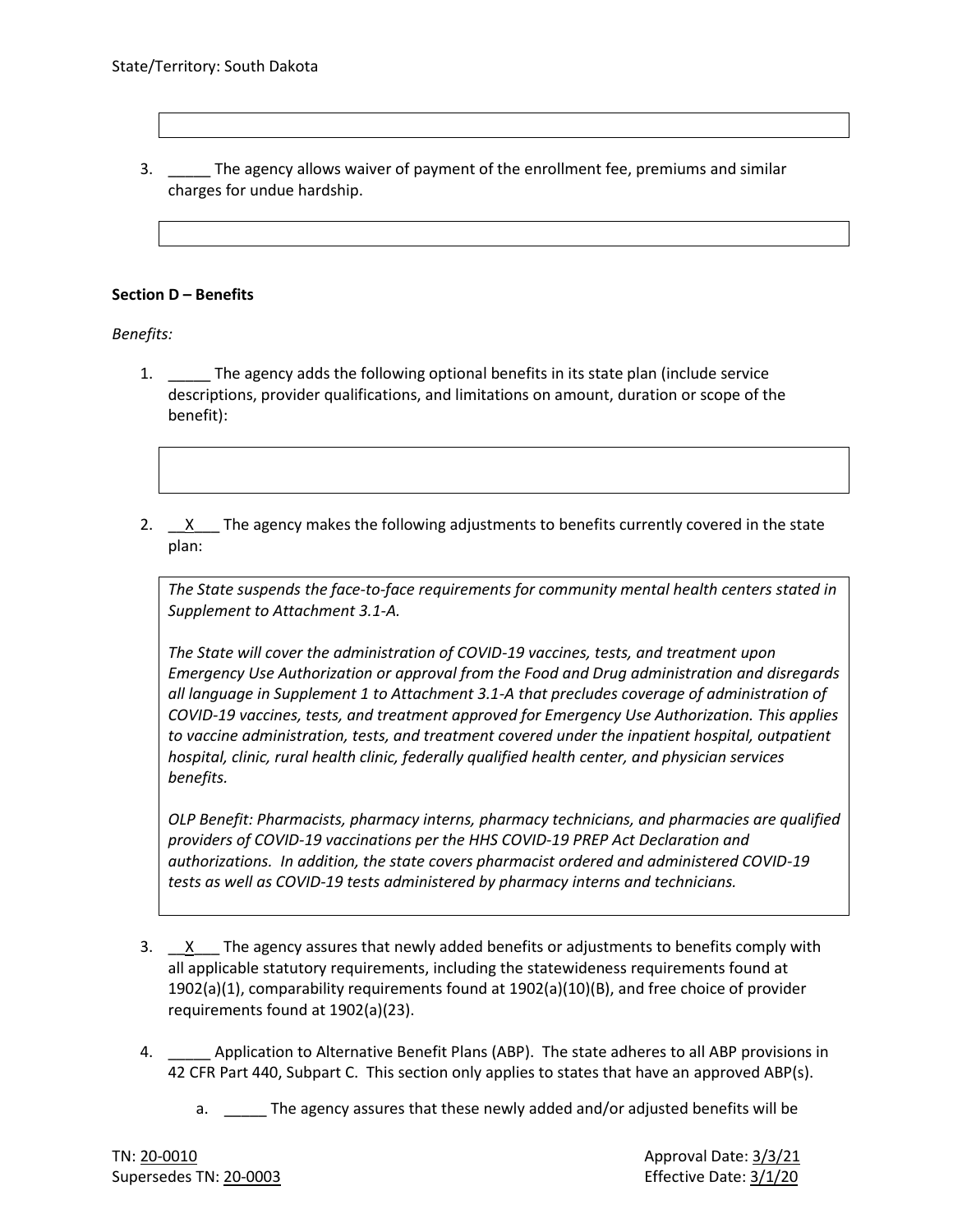State/Territory: South Dakota

3. _____ The agency allows waiver of payment of the enrollment fee, premiums and similar charges for undue hardship.

**Section D – Benefits**

*Benefits:*

1. _____ The agency adds the following optional benefits in its state plan (include service descriptions, provider qualifications, and limitations on amount, duration or scope of the benefit):

2. __X___ The agency makes the following adjustments to benefits currently covered in the state plan:

   *The State suspends the face-to-face requirements for community mental health centers stated in Supplement to Attachment 3.1-A.*

   *The State will cover the administration of COVID-19 vaccines, tests, and treatment upon Emergency Use Authorization or approval from the Food and Drug administration and disregards all language in Supplement 1 to Attachment 3.1-A that precludes coverage of administration of COVID-19 vaccines, tests, and treatment approved for Emergency Use Authorization. This applies to vaccine administration, tests, and treatment covered under the inpatient hospital, outpatient hospital, clinic, rural health clinic, federally qualified health center, and physician services benefits.*

   *OLP Benefit: Pharmacists, pharmacy interns, pharmacy technicians, and pharmacies are qualified providers of COVID-19 vaccinations per the HHS COVID-19 PREP Act Declaration and authorizations. In addition, the state covers pharmacist ordered and administered COVID-19 tests as well as COVID-19 tests administered by pharmacy interns and technicians.*

3. __X___ The agency assures that newly added benefits or adjustments to benefits comply with all applicable statutory requirements, including the statewideness requirements found at 1902(a)(1), comparability requirements found at 1902(a)(10)(B), and free choice of provider requirements found at 1902(a)(23).

4. _____ Application to Alternative Benefit Plans (ABP). The state adheres to all ABP provisions in 42 CFR Part 440, Subpart C. This section only applies to states that have an approved ABP(s).

   a. _____ The agency assures that these newly added and/or adjusted benefits will be

TN: 20-0010
Supersedes TN: 20-0003

Approval Date: 3/3/21
Effective Date: 3/1/20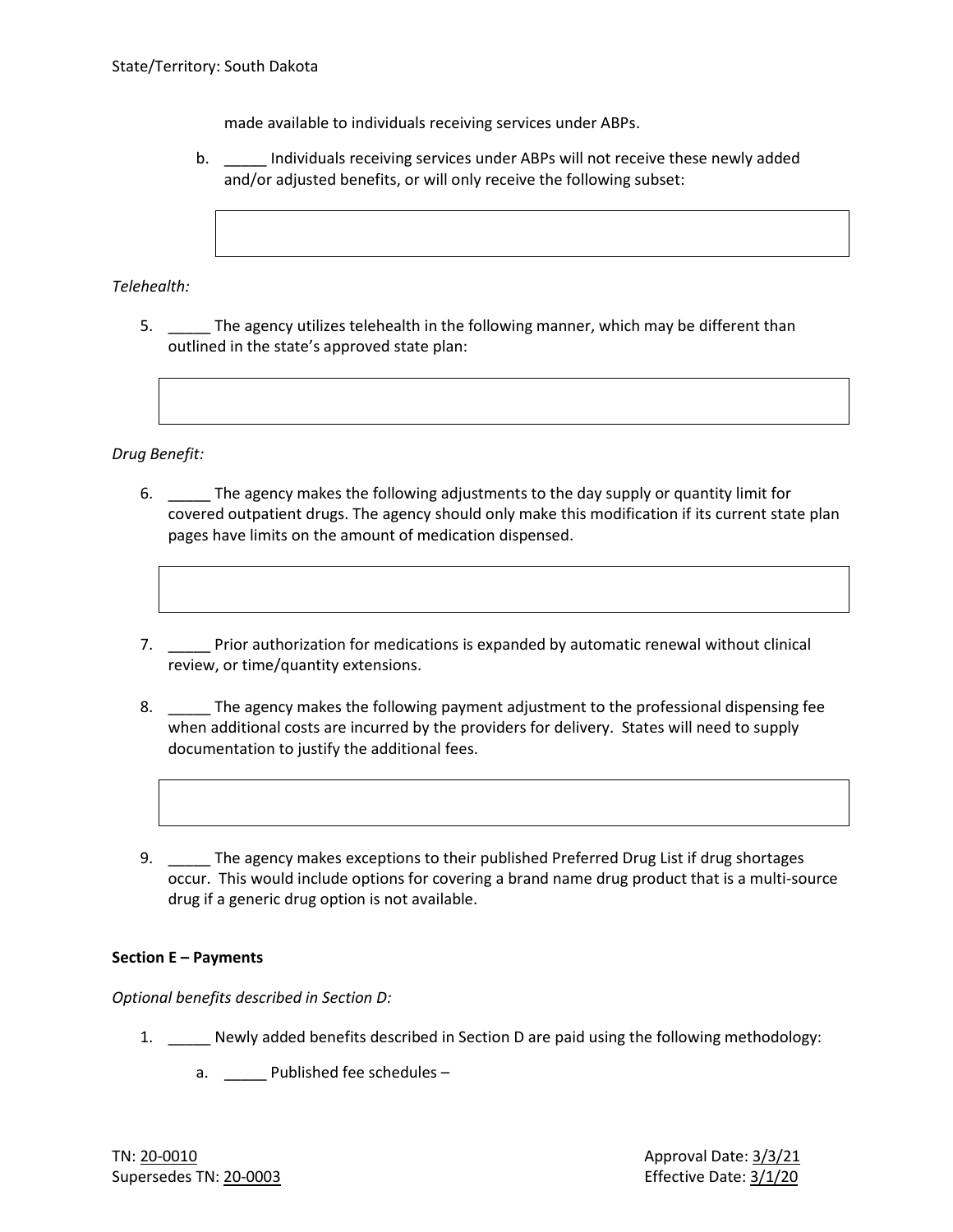made available to individuals receiving services under ABPs.

b. _____ Individuals receiving services under ABPs will not receive these newly added and/or adjusted benefits, or will only receive the following subset:

| |
|---|
| |

*Telehealth:*

5. _____ The agency utilizes telehealth in the following manner, which may be different than outlined in the state's approved state plan:

| |
|---|
| |

*Drug Benefit:*

6. _____ The agency makes the following adjustments to the day supply or quantity limit for covered outpatient drugs. The agency should only make this modification if its current state plan pages have limits on the amount of medication dispensed.

| |
|---|
| |

7. _____ Prior authorization for medications is expanded by automatic renewal without clinical review, or time/quantity extensions.

8. _____ The agency makes the following payment adjustment to the professional dispensing fee when additional costs are incurred by the providers for delivery. States will need to supply documentation to justify the additional fees.

| |
|---|
| |

9. _____ The agency makes exceptions to their published Preferred Drug List if drug shortages occur. This would include options for covering a brand name drug product that is a multi-source drug if a generic drug option is not available.

**Section E – Payments**

*Optional benefits described in Section D:*

1. _____ Newly added benefits described in Section D are paid using the following methodology:

   a. _____ Published fee schedules –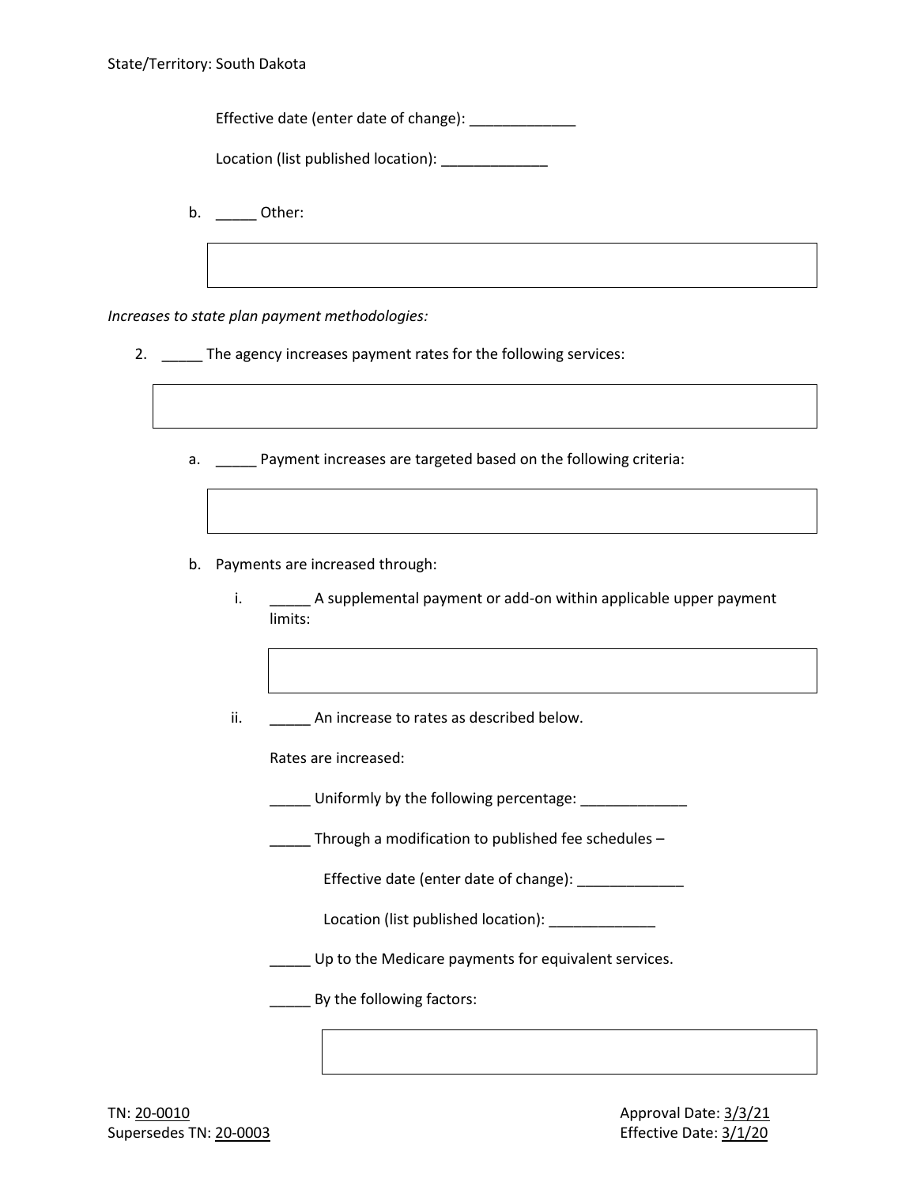State/Territory: South Dakota

Effective date (enter date of change): _____________

Location (list published location): _____________

b. _____ Other:

|  |
|---|
|  |

*Increases to state plan payment methodologies:*

2. _____ The agency increases payment rates for the following services:

|  |
|---|
|  |

a. _____ Payment increases are targeted based on the following criteria:

|  |
|---|
|  |

b. Payments are increased through:

i. _____ A supplemental payment or add-on within applicable upper payment limits:

|  |
|---|
|  |

ii. _____ An increase to rates as described below.

Rates are increased:

_____ Uniformly by the following percentage: _____________

_____ Through a modification to published fee schedules –

Effective date (enter date of change): _____________

Location (list published location): _____________

_____ Up to the Medicare payments for equivalent services.

_____ By the following factors:

|  |
|---|
|  |

TN: 20-0010
Supersedes TN: 20-0003

Approval Date: 3/3/21
Effective Date: 3/1/20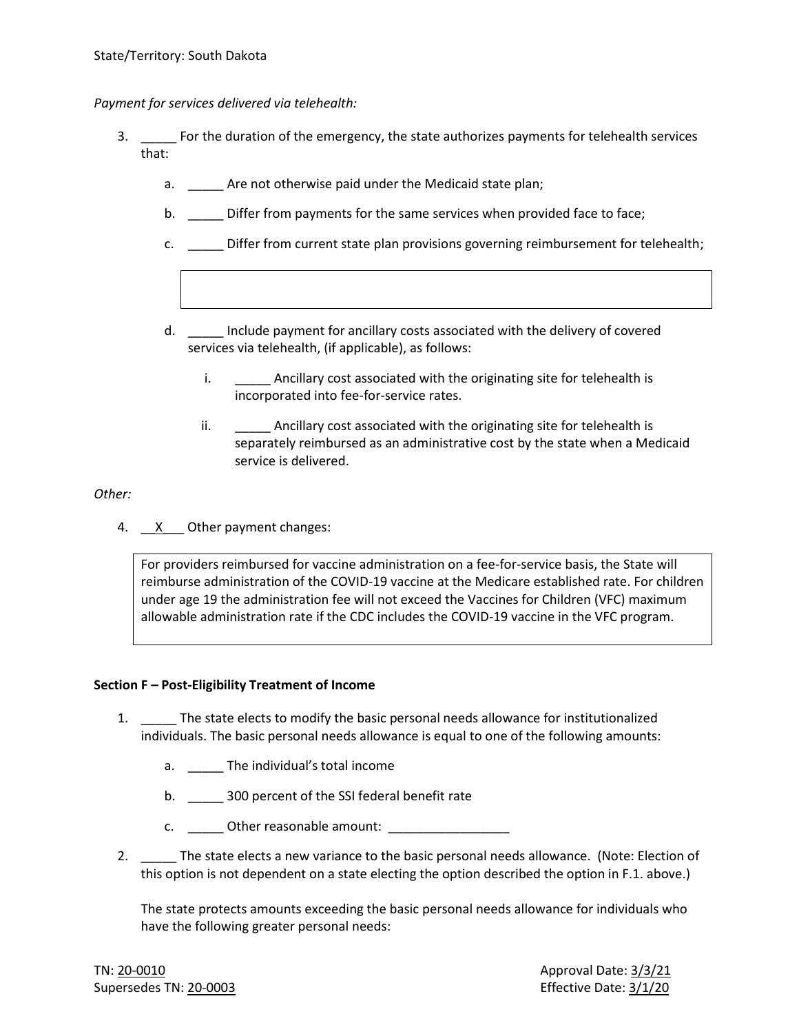State/Territory: South Dakota

*Payment for services delivered via telehealth:*

3. _____ For the duration of the emergency, the state authorizes payments for telehealth services that:

   a. _____ Are not otherwise paid under the Medicaid state plan;

   b. _____ Differ from payments for the same services when provided face to face;

   c. _____ Differ from current state plan provisions governing reimbursement for telehealth;

   d. _____ Include payment for ancillary costs associated with the delivery of covered services via telehealth, (if applicable), as follows:

      i. _____ Ancillary cost associated with the originating site for telehealth is incorporated into fee-for-service rates.

      ii. _____ Ancillary cost associated with the originating site for telehealth is separately reimbursed as an administrative cost by the state when a Medicaid service is delivered.

*Other:*

4. __X___ Other payment changes:

For providers reimbursed for vaccine administration on a fee-for-service basis, the State will reimburse administration of the COVID-19 vaccine at the Medicare established rate. For children under age 19 the administration fee will not exceed the Vaccines for Children (VFC) maximum allowable administration rate if the CDC includes the COVID-19 vaccine in the VFC program.

**Section F – Post-Eligibility Treatment of Income**

1. _____ The state elects to modify the basic personal needs allowance for institutionalized individuals. The basic personal needs allowance is equal to one of the following amounts:

   a. _____ The individual's total income

   b. _____ 300 percent of the SSI federal benefit rate

   c. _____ Other reasonable amount: _________________

2. _____ The state elects a new variance to the basic personal needs allowance. (Note: Election of this option is not dependent on a state electing the option described the option in F.1. above.)

   The state protects amounts exceeding the basic personal needs allowance for individuals who have the following greater personal needs:

TN: 20-0010
Supersedes TN: 20-0003

Approval Date: 3/3/21
Effective Date: 3/1/20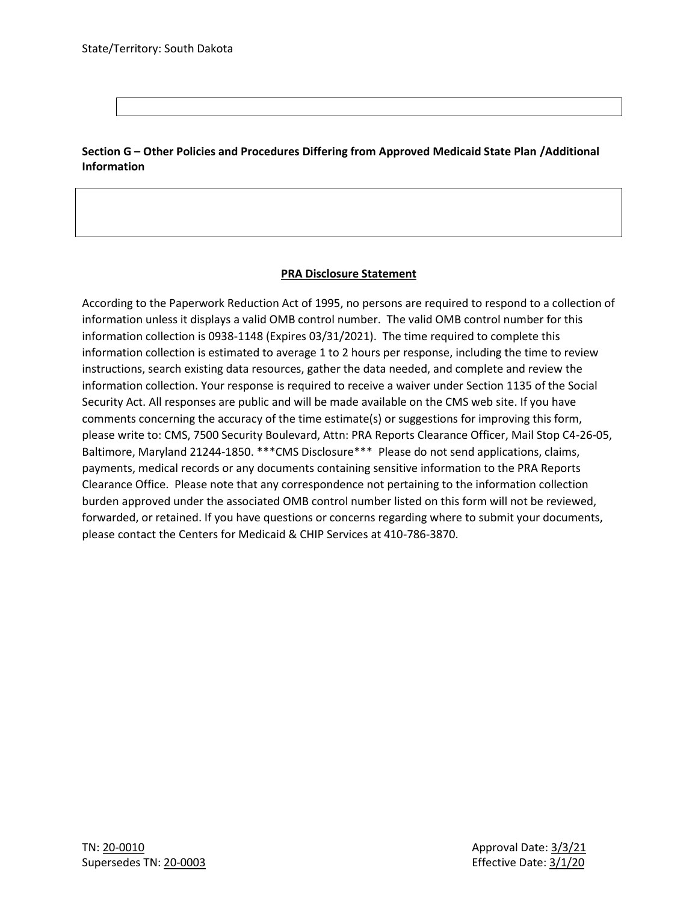State/Territory: South Dakota

**Section G – Other Policies and Procedures Differing from Approved Medicaid State Plan /Additional Information**

**PRA Disclosure Statement**

According to the Paperwork Reduction Act of 1995, no persons are required to respond to a collection of information unless it displays a valid OMB control number. The valid OMB control number for this information collection is 0938-1148 (Expires 03/31/2021). The time required to complete this information collection is estimated to average 1 to 2 hours per response, including the time to review instructions, search existing data resources, gather the data needed, and complete and review the information collection. Your response is required to receive a waiver under Section 1135 of the Social Security Act. All responses are public and will be made available on the CMS web site. If you have comments concerning the accuracy of the time estimate(s) or suggestions for improving this form, please write to: CMS, 7500 Security Boulevard, Attn: PRA Reports Clearance Officer, Mail Stop C4-26-05, Baltimore, Maryland 21244-1850. ***CMS Disclosure*** Please do not send applications, claims, payments, medical records or any documents containing sensitive information to the PRA Reports Clearance Office. Please note that any correspondence not pertaining to the information collection burden approved under the associated OMB control number listed on this form will not be reviewed, forwarded, or retained. If you have questions or concerns regarding where to submit your documents, please contact the Centers for Medicaid & CHIP Services at 410-786-3870.

TN: 20-0010
Supersedes TN: 20-0003

Approval Date: 3/3/21
Effective Date: 3/1/20